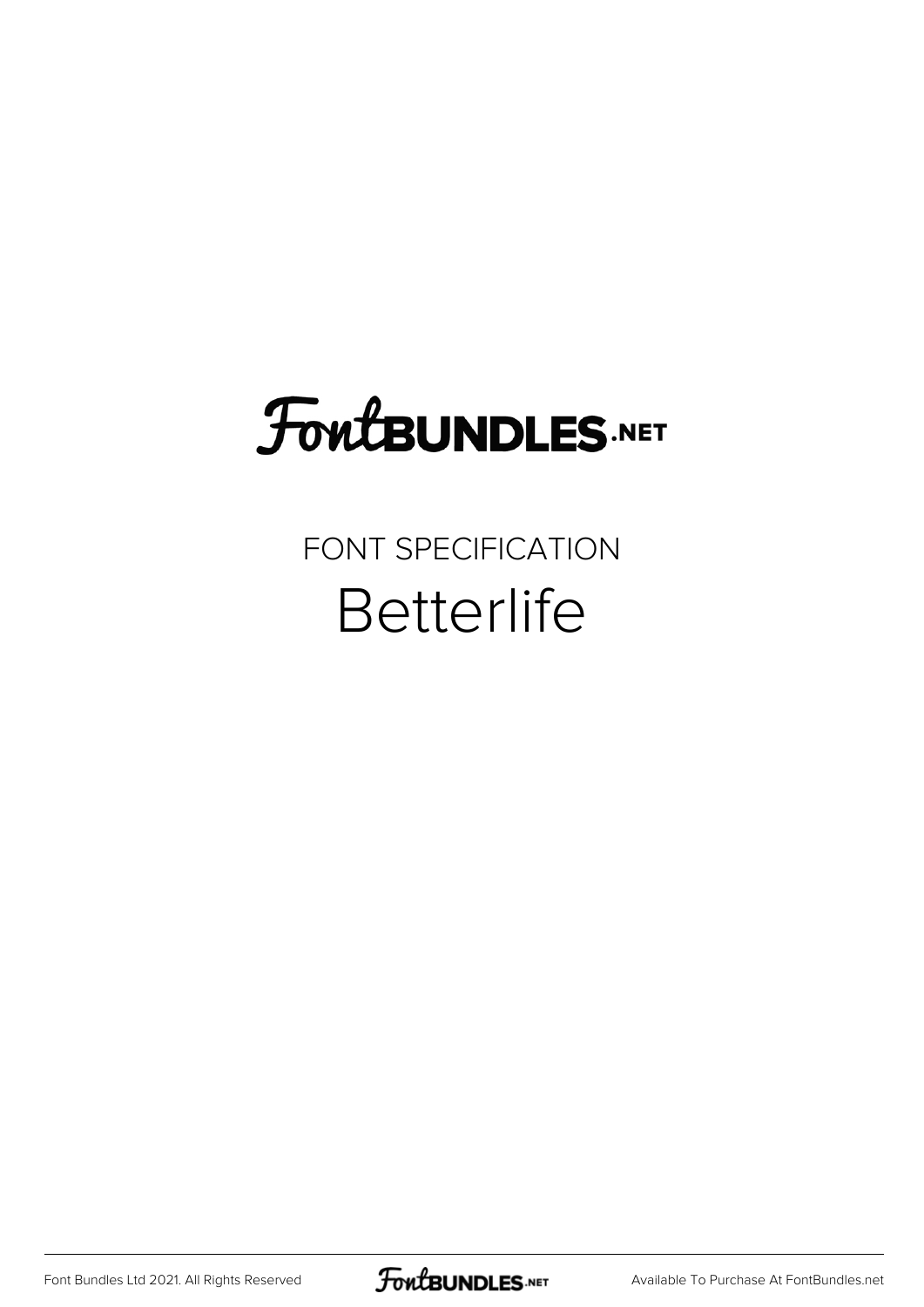FontBUNDLES.NET

FONT SPECIFICATION

# Betterlife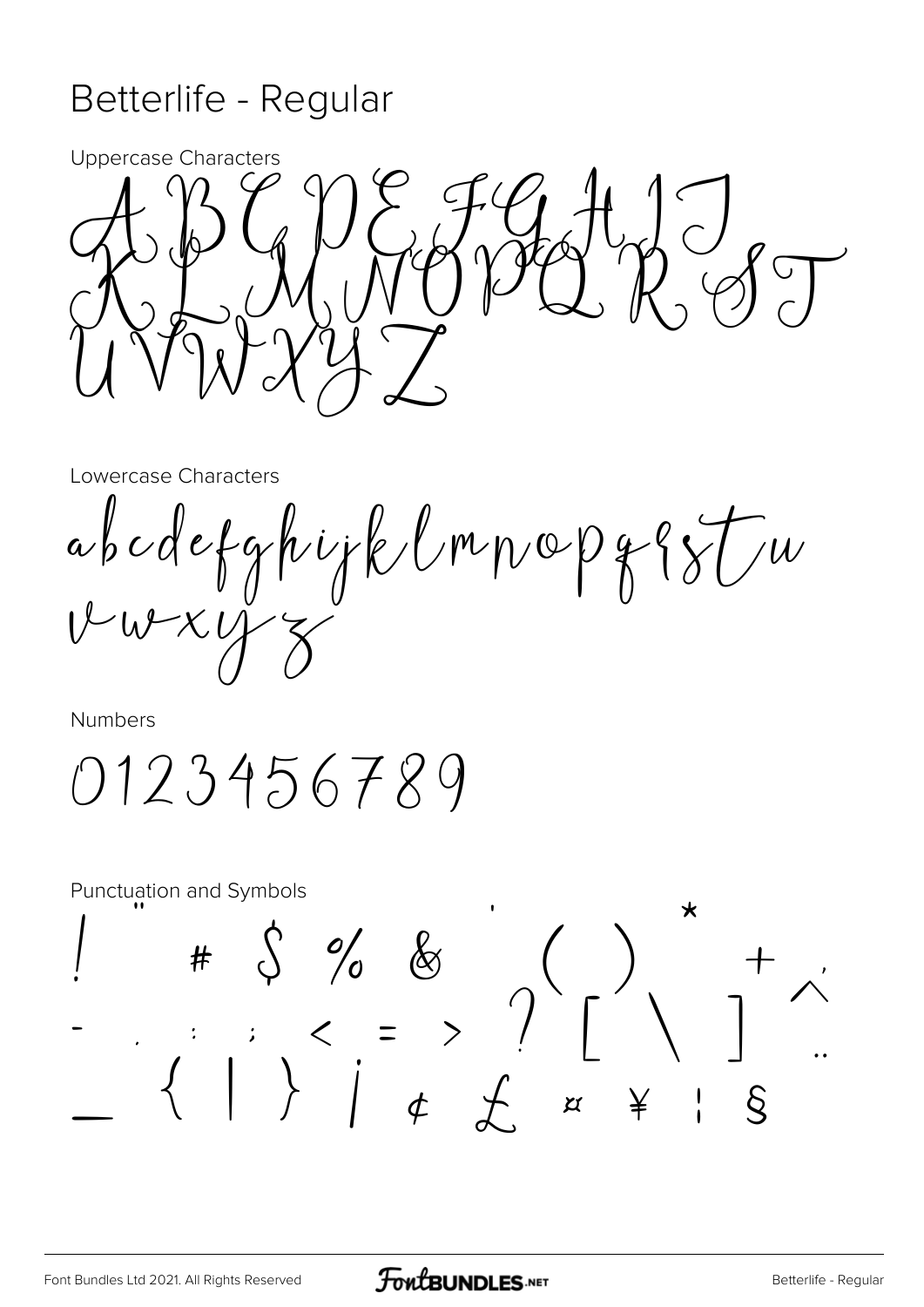# Betterlife - Regular

Uppercase Characters

A B C D E F G H I J K L M N O P Q R S T U V W X Y Z

Lowercase Characters

a b c d e f g h i j k l m n o p q r s t u v w x y z

Numbers

0 1 2 3 4 5 6 7 8 9

Punctuation and Symbols

! " # $ % & ' ( ) * + , - . / : ; < = > ? [ \ ] ^ _ ` { | } ¡ ¢ £ ¤ ¥ ¦ §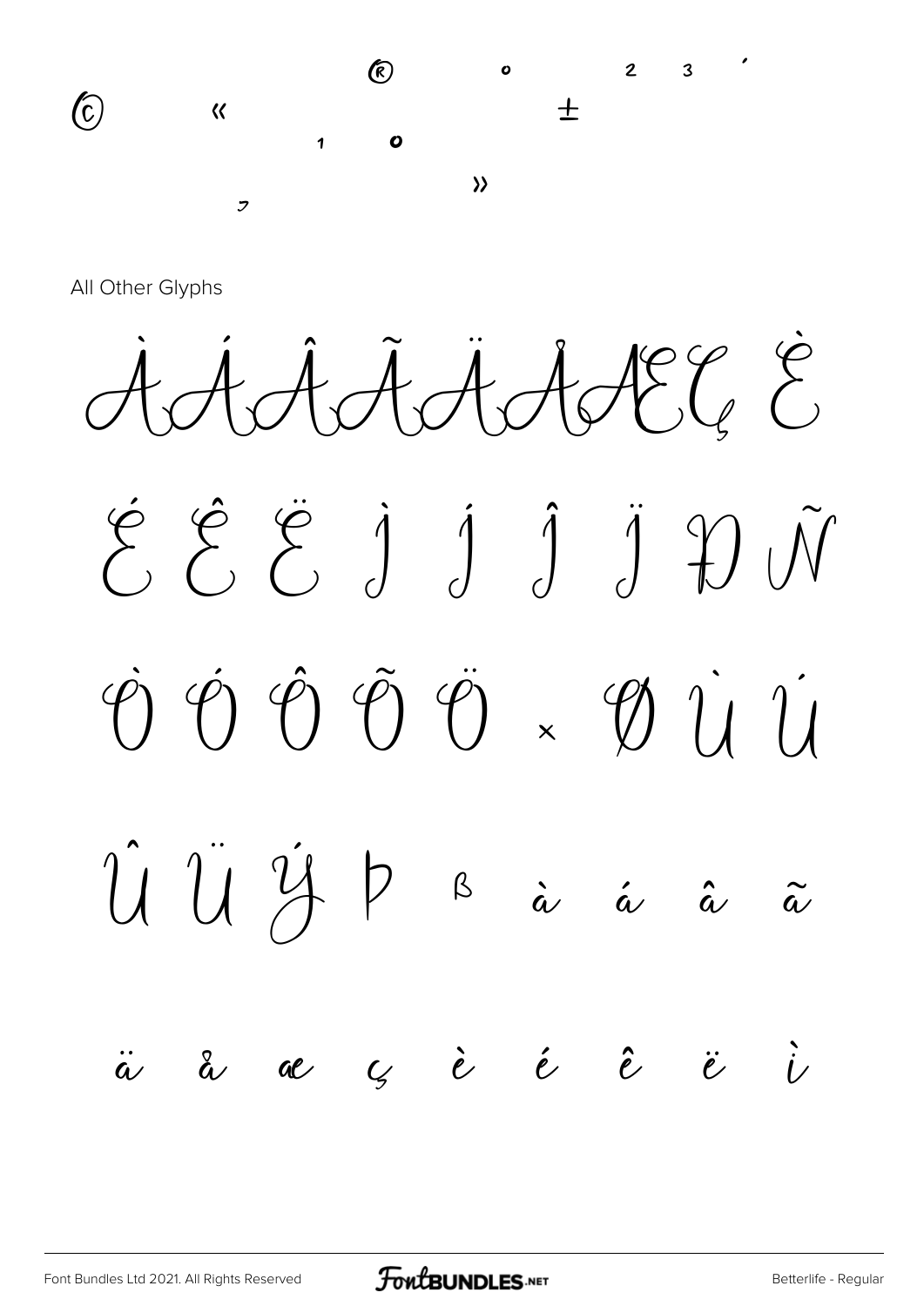© « ® ¹ º ± ² ³ ´ ¬ »

All Other Glyphs

À Á Â Ã Ä Å Æ Ç È

É Ê Ë Ì Í Î Ï Ð Ñ

Ò Ó Ô Õ Ö × Ø Ù Ú

Û Ü Ý Þ ß à á â ã

ä å æ ç è é ê ë ì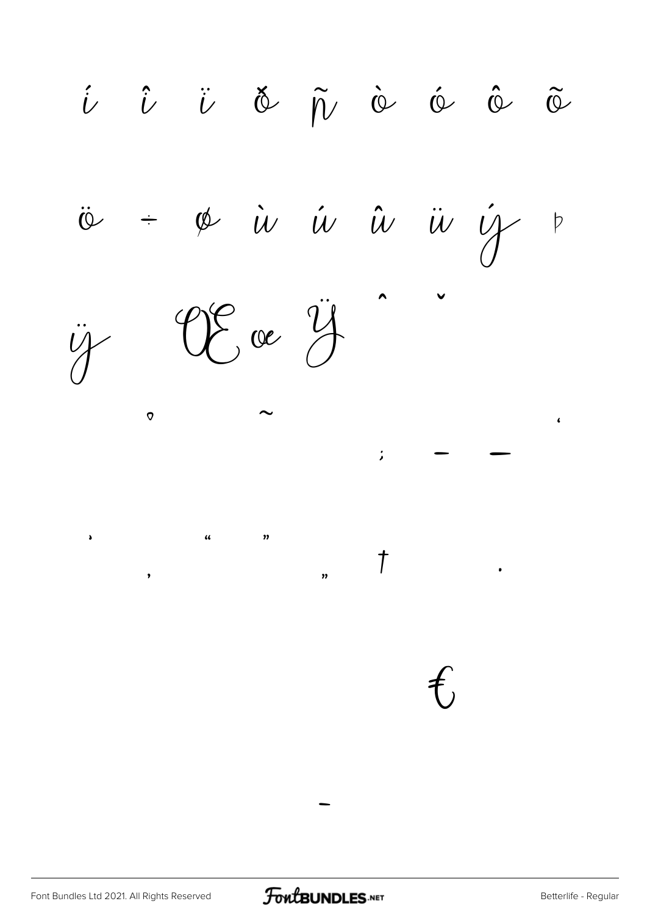í î ï ð ñ ò ó ô õ

ö ÷ ø ù ú û ü ý þ

ÿ Œ œ Ÿ ˆ ˇ

˚ ˜ ‘

; – —

’ “ ”

‚ „ † ·

€

-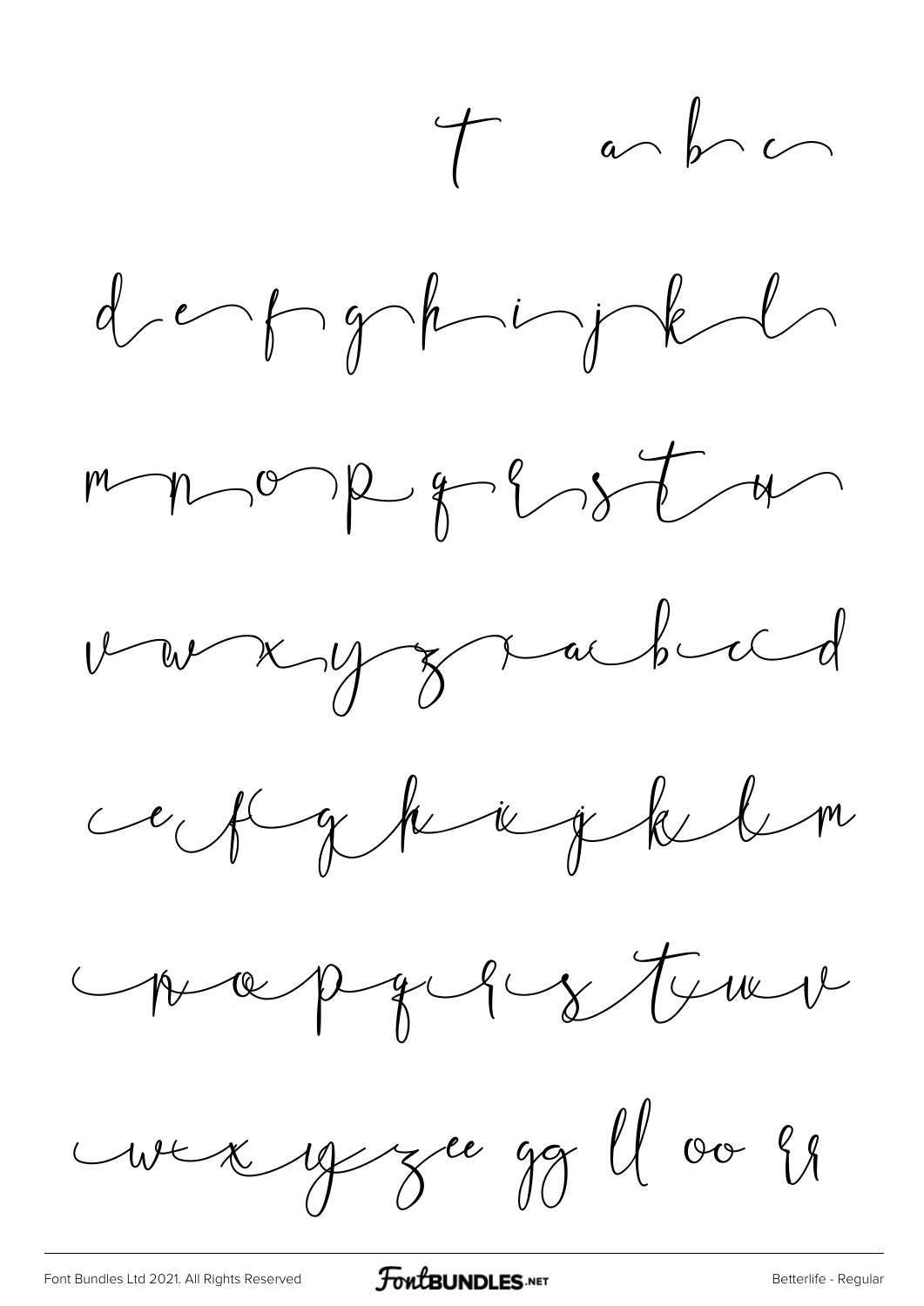T a b c

d e f g h i j k l

m n o p q r s t u

v w x y z a b c d

e f g h i j k l m

n o p q r s t u v

w x y z ee gg ll oo rr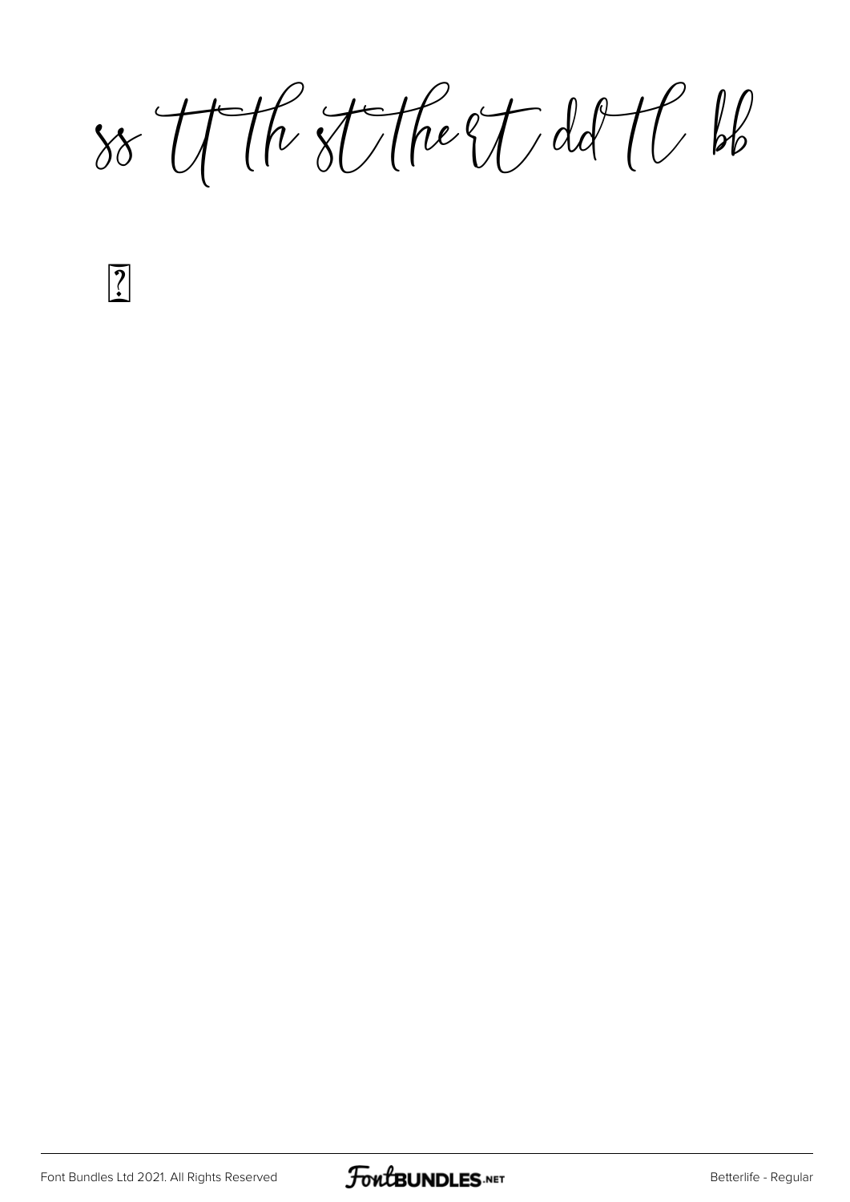ss tt th st the st dd tl bb

?